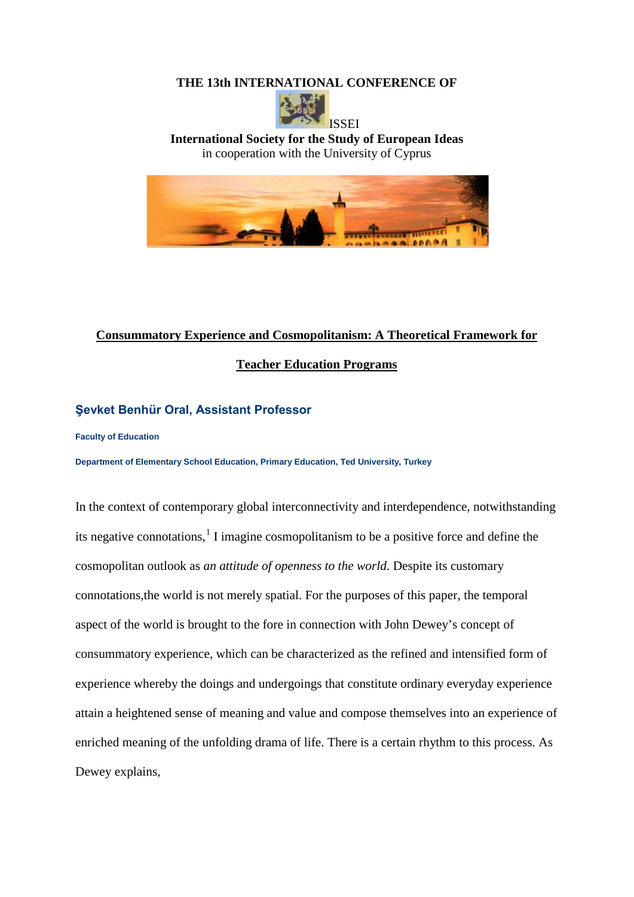**THE 13th INTERNATIONAL CONFERENCE OF**

ISSEI

**International Society for the Study of European Ideas**

in cooperation with the University of Cyprus

# Consummatory Experience and Cosmopolitanism: A Theoretical Framework for Teacher Education Programs

**Şevket Benhür Oral, Assistant Professor**

**Faculty of Education**

**Department of Elementary School Education, Primary Education, Ted University, Turkey**

In the context of contemporary global interconnectivity and interdependence, notwithstanding its negative connotations,[1] I imagine cosmopolitanism to be a positive force and define the cosmopolitan outlook as *an attitude of openness to the world*. Despite its customary connotations,the world is not merely spatial. For the purposes of this paper, the temporal aspect of the world is brought to the fore in connection with John Dewey's concept of consummatory experience, which can be characterized as the refined and intensified form of experience whereby the doings and undergoings that constitute ordinary everyday experience attain a heightened sense of meaning and value and compose themselves into an experience of enriched meaning of the unfolding drama of life. There is a certain rhythm to this process. As Dewey explains,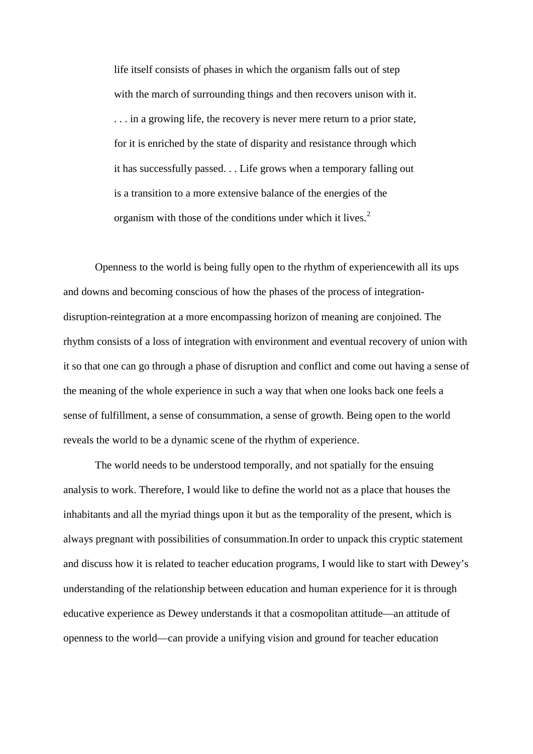> life itself consists of phases in which the organism falls out of step with the march of surrounding things and then recovers unison with it. . . . in a growing life, the recovery is never mere return to a prior state, for it is enriched by the state of disparity and resistance through which it has successfully passed. . . Life grows when a temporary falling out is a transition to a more extensive balance of the energies of the organism with those of the conditions under which it lives.[2]

Openness to the world is being fully open to the rhythm of experiencewith all its ups and downs and becoming conscious of how the phases of the process of integration-disruption-reintegration at a more encompassing horizon of meaning are conjoined. The rhythm consists of a loss of integration with environment and eventual recovery of union with it so that one can go through a phase of disruption and conflict and come out having a sense of the meaning of the whole experience in such a way that when one looks back one feels a sense of fulfillment, a sense of consummation, a sense of growth. Being open to the world reveals the world to be a dynamic scene of the rhythm of experience.

The world needs to be understood temporally, and not spatially for the ensuing analysis to work. Therefore, I would like to define the world not as a place that houses the inhabitants and all the myriad things upon it but as the temporality of the present, which is always pregnant with possibilities of consummation.In order to unpack this cryptic statement and discuss how it is related to teacher education programs, I would like to start with Dewey's understanding of the relationship between education and human experience for it is through educative experience as Dewey understands it that a cosmopolitan attitude—an attitude of openness to the world—can provide a unifying vision and ground for teacher education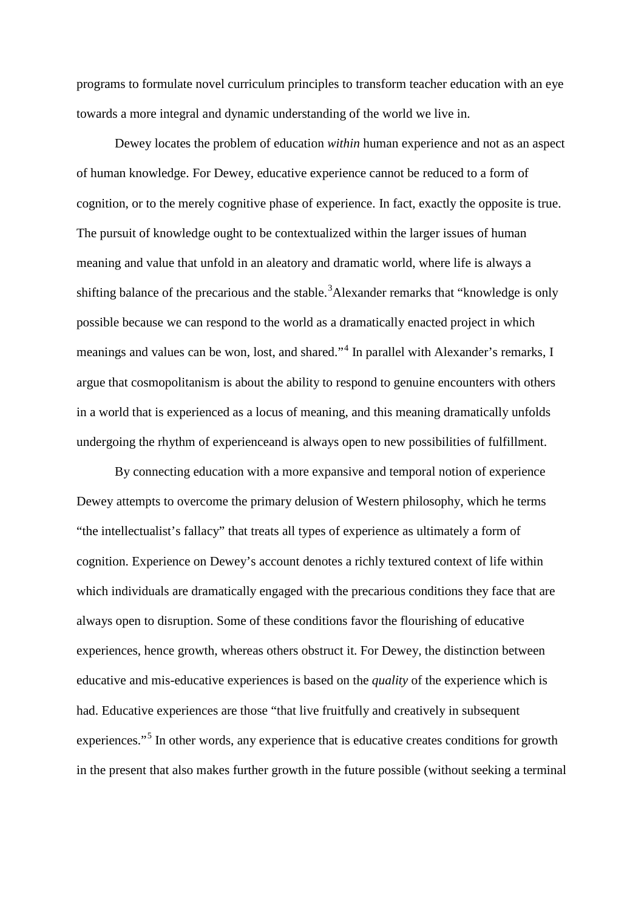programs to formulate novel curriculum principles to transform teacher education with an eye towards a more integral and dynamic understanding of the world we live in.

Dewey locates the problem of education *within* human experience and not as an aspect of human knowledge. For Dewey, educative experience cannot be reduced to a form of cognition, or to the merely cognitive phase of experience. In fact, exactly the opposite is true. The pursuit of knowledge ought to be contextualized within the larger issues of human meaning and value that unfold in an aleatory and dramatic world, where life is always a shifting balance of the precarious and the stable.[3]Alexander remarks that "knowledge is only possible because we can respond to the world as a dramatically enacted project in which meanings and values can be won, lost, and shared."[4] In parallel with Alexander's remarks, I argue that cosmopolitanism is about the ability to respond to genuine encounters with others in a world that is experienced as a locus of meaning, and this meaning dramatically unfolds undergoing the rhythm of experienceand is always open to new possibilities of fulfillment.

By connecting education with a more expansive and temporal notion of experience Dewey attempts to overcome the primary delusion of Western philosophy, which he terms "the intellectualist's fallacy" that treats all types of experience as ultimately a form of cognition. Experience on Dewey's account denotes a richly textured context of life within which individuals are dramatically engaged with the precarious conditions they face that are always open to disruption. Some of these conditions favor the flourishing of educative experiences, hence growth, whereas others obstruct it. For Dewey, the distinction between educative and mis-educative experiences is based on the *quality* of the experience which is had. Educative experiences are those "that live fruitfully and creatively in subsequent experiences."[5] In other words, any experience that is educative creates conditions for growth in the present that also makes further growth in the future possible (without seeking a terminal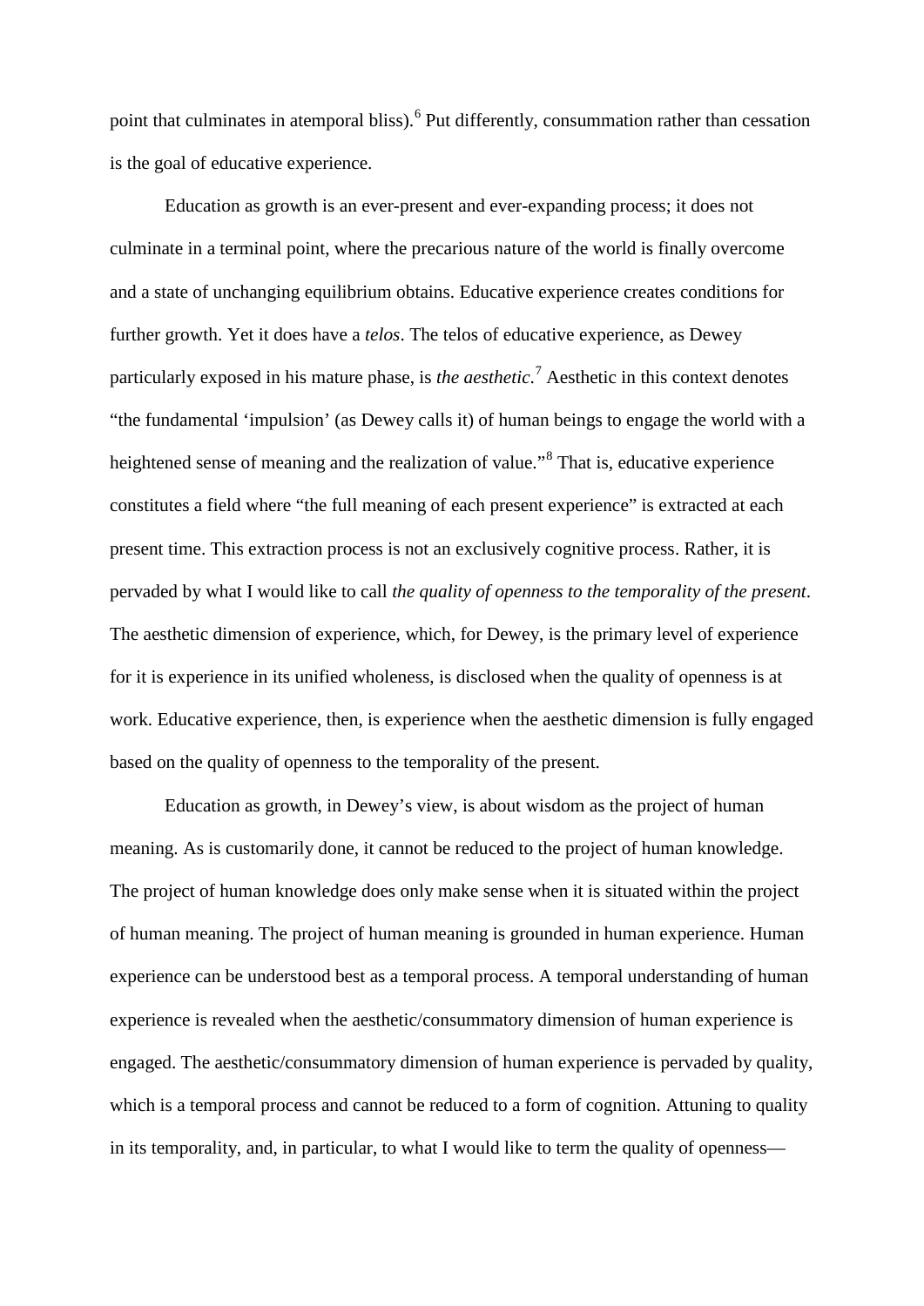point that culminates in atemporal bliss).[6] Put differently, consummation rather than cessation is the goal of educative experience.

Education as growth is an ever-present and ever-expanding process; it does not culminate in a terminal point, where the precarious nature of the world is finally overcome and a state of unchanging equilibrium obtains. Educative experience creates conditions for further growth. Yet it does have a *telos*. The telos of educative experience, as Dewey particularly exposed in his mature phase, is *the aesthetic*.[7] Aesthetic in this context denotes "the fundamental 'impulsion' (as Dewey calls it) of human beings to engage the world with a heightened sense of meaning and the realization of value."[8] That is, educative experience constitutes a field where "the full meaning of each present experience" is extracted at each present time. This extraction process is not an exclusively cognitive process. Rather, it is pervaded by what I would like to call *the quality of openness to the temporality of the present*. The aesthetic dimension of experience, which, for Dewey, is the primary level of experience for it is experience in its unified wholeness, is disclosed when the quality of openness is at work. Educative experience, then, is experience when the aesthetic dimension is fully engaged based on the quality of openness to the temporality of the present.

Education as growth, in Dewey's view, is about wisdom as the project of human meaning. As is customarily done, it cannot be reduced to the project of human knowledge. The project of human knowledge does only make sense when it is situated within the project of human meaning. The project of human meaning is grounded in human experience. Human experience can be understood best as a temporal process. A temporal understanding of human experience is revealed when the aesthetic/consummatory dimension of human experience is engaged. The aesthetic/consummatory dimension of human experience is pervaded by quality, which is a temporal process and cannot be reduced to a form of cognition. Attuning to quality in its temporality, and, in particular, to what I would like to term the quality of openness—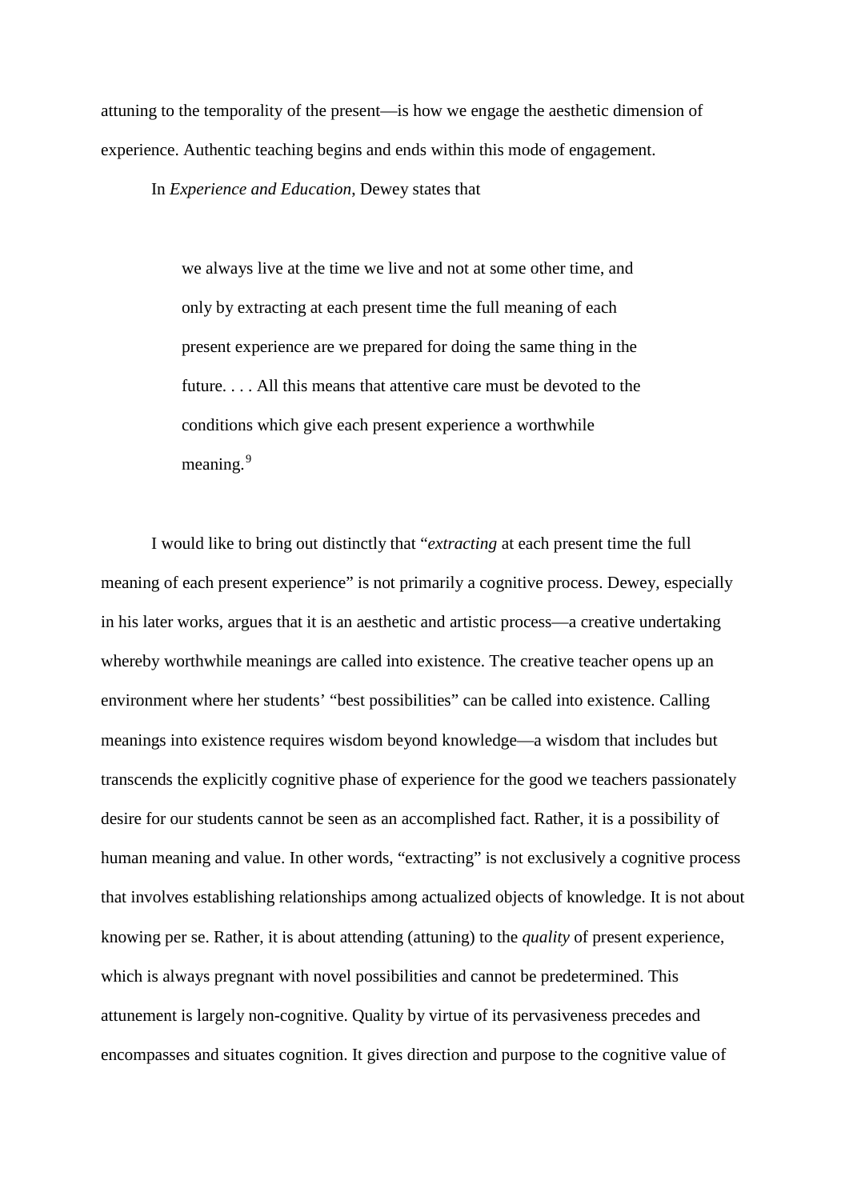attuning to the temporality of the present—is how we engage the aesthetic dimension of experience. Authentic teaching begins and ends within this mode of engagement.

In *Experience and Education*, Dewey states that

> we always live at the time we live and not at some other time, and only by extracting at each present time the full meaning of each present experience are we prepared for doing the same thing in the future. . . . All this means that attentive care must be devoted to the conditions which give each present experience a worthwhile meaning.[9]

I would like to bring out distinctly that "*extracting* at each present time the full meaning of each present experience" is not primarily a cognitive process. Dewey, especially in his later works, argues that it is an aesthetic and artistic process—a creative undertaking whereby worthwhile meanings are called into existence. The creative teacher opens up an environment where her students' "best possibilities" can be called into existence. Calling meanings into existence requires wisdom beyond knowledge—a wisdom that includes but transcends the explicitly cognitive phase of experience for the good we teachers passionately desire for our students cannot be seen as an accomplished fact. Rather, it is a possibility of human meaning and value. In other words, "extracting" is not exclusively a cognitive process that involves establishing relationships among actualized objects of knowledge. It is not about knowing per se. Rather, it is about attending (attuning) to the *quality* of present experience, which is always pregnant with novel possibilities and cannot be predetermined. This attunement is largely non-cognitive. Quality by virtue of its pervasiveness precedes and encompasses and situates cognition. It gives direction and purpose to the cognitive value of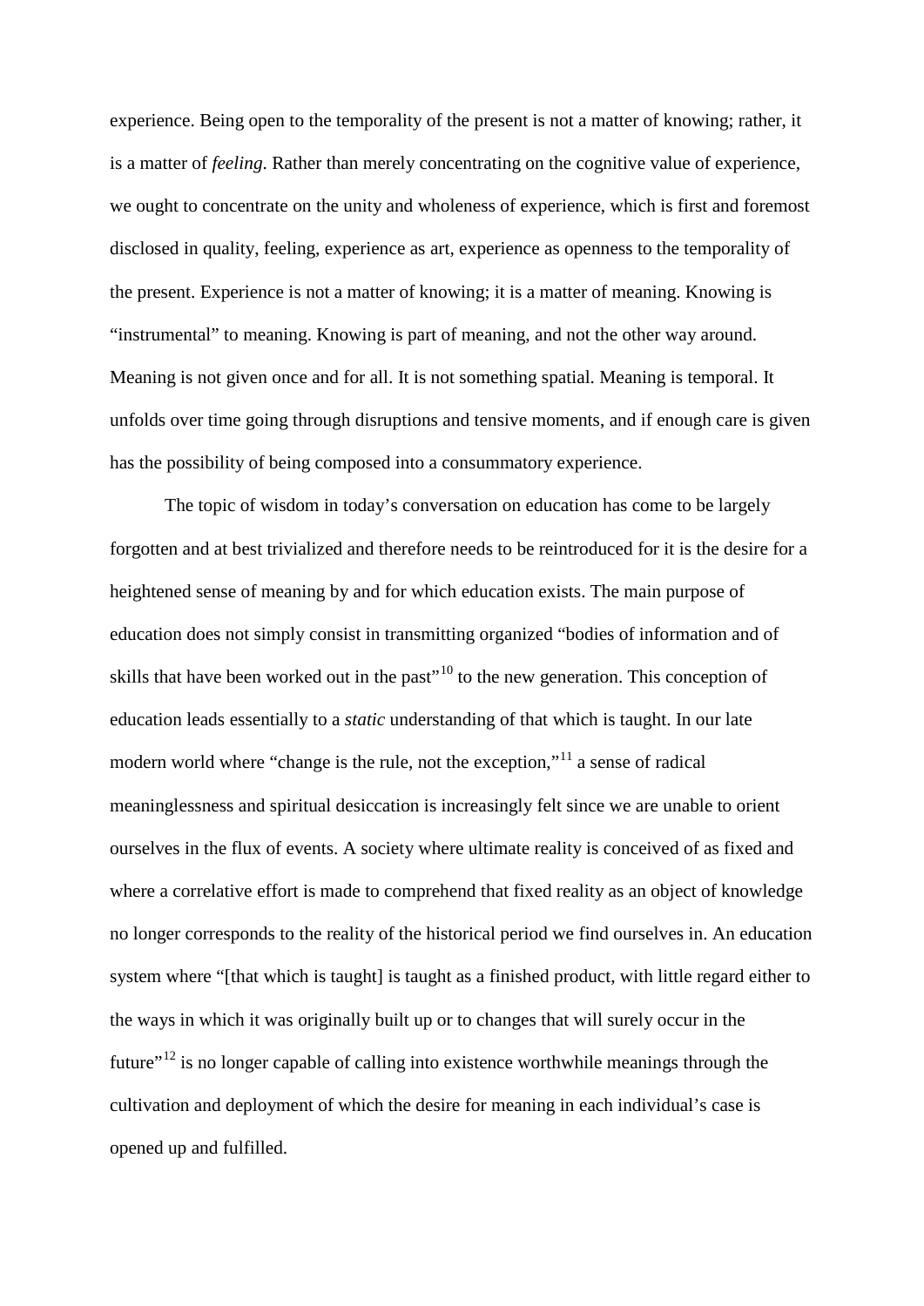experience. Being open to the temporality of the present is not a matter of knowing; rather, it is a matter of *feeling*. Rather than merely concentrating on the cognitive value of experience, we ought to concentrate on the unity and wholeness of experience, which is first and foremost disclosed in quality, feeling, experience as art, experience as openness to the temporality of the present. Experience is not a matter of knowing; it is a matter of meaning. Knowing is "instrumental" to meaning. Knowing is part of meaning, and not the other way around. Meaning is not given once and for all. It is not something spatial. Meaning is temporal. It unfolds over time going through disruptions and tensive moments, and if enough care is given has the possibility of being composed into a consummatory experience.

The topic of wisdom in today's conversation on education has come to be largely forgotten and at best trivialized and therefore needs to be reintroduced for it is the desire for a heightened sense of meaning by and for which education exists. The main purpose of education does not simply consist in transmitting organized "bodies of information and of skills that have been worked out in the past"[10] to the new generation. This conception of education leads essentially to a *static* understanding of that which is taught. In our late modern world where "change is the rule, not the exception,"[11] a sense of radical meaninglessness and spiritual desiccation is increasingly felt since we are unable to orient ourselves in the flux of events. A society where ultimate reality is conceived of as fixed and where a correlative effort is made to comprehend that fixed reality as an object of knowledge no longer corresponds to the reality of the historical period we find ourselves in. An education system where "[that which is taught] is taught as a finished product, with little regard either to the ways in which it was originally built up or to changes that will surely occur in the future"[12] is no longer capable of calling into existence worthwhile meanings through the cultivation and deployment of which the desire for meaning in each individual's case is opened up and fulfilled.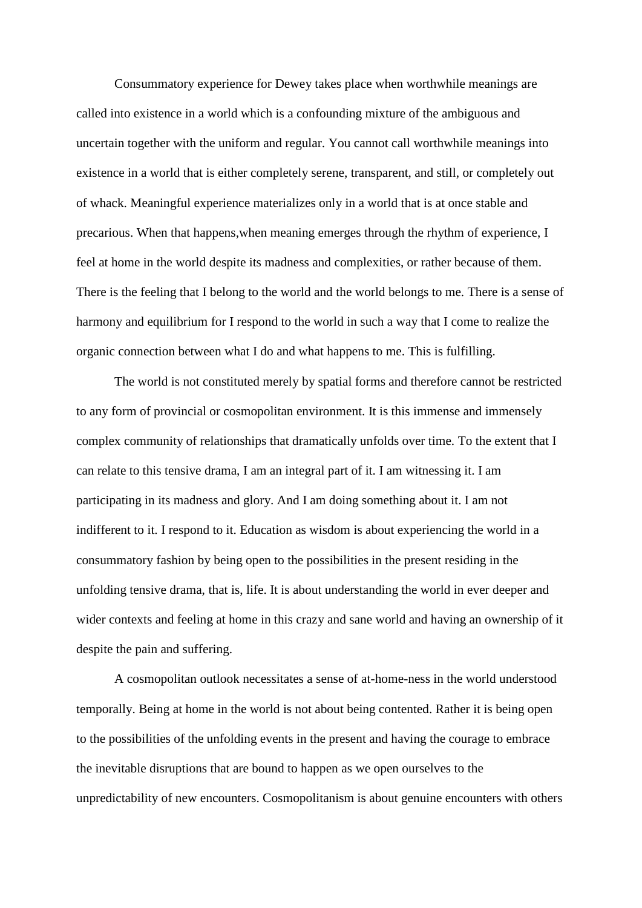Consummatory experience for Dewey takes place when worthwhile meanings are called into existence in a world which is a confounding mixture of the ambiguous and uncertain together with the uniform and regular. You cannot call worthwhile meanings into existence in a world that is either completely serene, transparent, and still, or completely out of whack. Meaningful experience materializes only in a world that is at once stable and precarious. When that happens,when meaning emerges through the rhythm of experience, I feel at home in the world despite its madness and complexities, or rather because of them. There is the feeling that I belong to the world and the world belongs to me. There is a sense of harmony and equilibrium for I respond to the world in such a way that I come to realize the organic connection between what I do and what happens to me. This is fulfilling.

The world is not constituted merely by spatial forms and therefore cannot be restricted to any form of provincial or cosmopolitan environment. It is this immense and immensely complex community of relationships that dramatically unfolds over time. To the extent that I can relate to this tensive drama, I am an integral part of it. I am witnessing it. I am participating in its madness and glory. And I am doing something about it. I am not indifferent to it. I respond to it. Education as wisdom is about experiencing the world in a consummatory fashion by being open to the possibilities in the present residing in the unfolding tensive drama, that is, life. It is about understanding the world in ever deeper and wider contexts and feeling at home in this crazy and sane world and having an ownership of it despite the pain and suffering.

A cosmopolitan outlook necessitates a sense of at-home-ness in the world understood temporally. Being at home in the world is not about being contented. Rather it is being open to the possibilities of the unfolding events in the present and having the courage to embrace the inevitable disruptions that are bound to happen as we open ourselves to the unpredictability of new encounters. Cosmopolitanism is about genuine encounters with others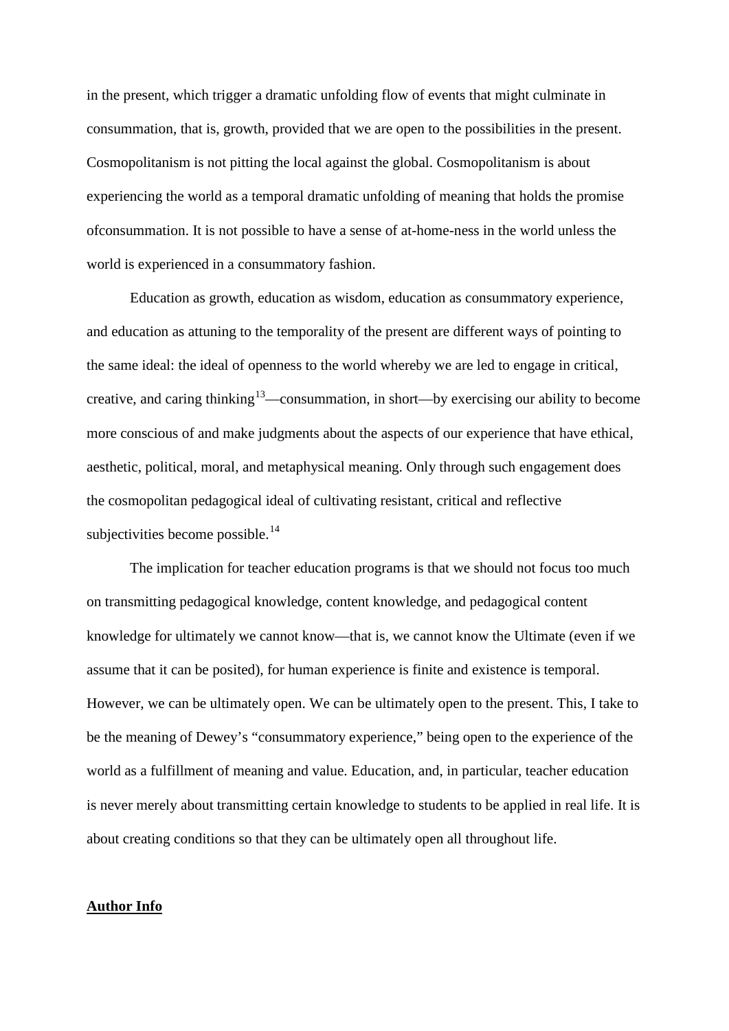in the present, which trigger a dramatic unfolding flow of events that might culminate in consummation, that is, growth, provided that we are open to the possibilities in the present. Cosmopolitanism is not pitting the local against the global. Cosmopolitanism is about experiencing the world as a temporal dramatic unfolding of meaning that holds the promise ofconsummation. It is not possible to have a sense of at-home-ness in the world unless the world is experienced in a consummatory fashion.

Education as growth, education as wisdom, education as consummatory experience, and education as attuning to the temporality of the present are different ways of pointing to the same ideal: the ideal of openness to the world whereby we are led to engage in critical, creative, and caring thinking[13]—consummation, in short—by exercising our ability to become more conscious of and make judgments about the aspects of our experience that have ethical, aesthetic, political, moral, and metaphysical meaning. Only through such engagement does the cosmopolitan pedagogical ideal of cultivating resistant, critical and reflective subjectivities become possible.[14]

The implication for teacher education programs is that we should not focus too much on transmitting pedagogical knowledge, content knowledge, and pedagogical content knowledge for ultimately we cannot know—that is, we cannot know the Ultimate (even if we assume that it can be posited), for human experience is finite and existence is temporal. However, we can be ultimately open. We can be ultimately open to the present. This, I take to be the meaning of Dewey's "consummatory experience," being open to the experience of the world as a fulfillment of meaning and value. Education, and, in particular, teacher education is never merely about transmitting certain knowledge to students to be applied in real life. It is about creating conditions so that they can be ultimately open all throughout life.

**Author Info**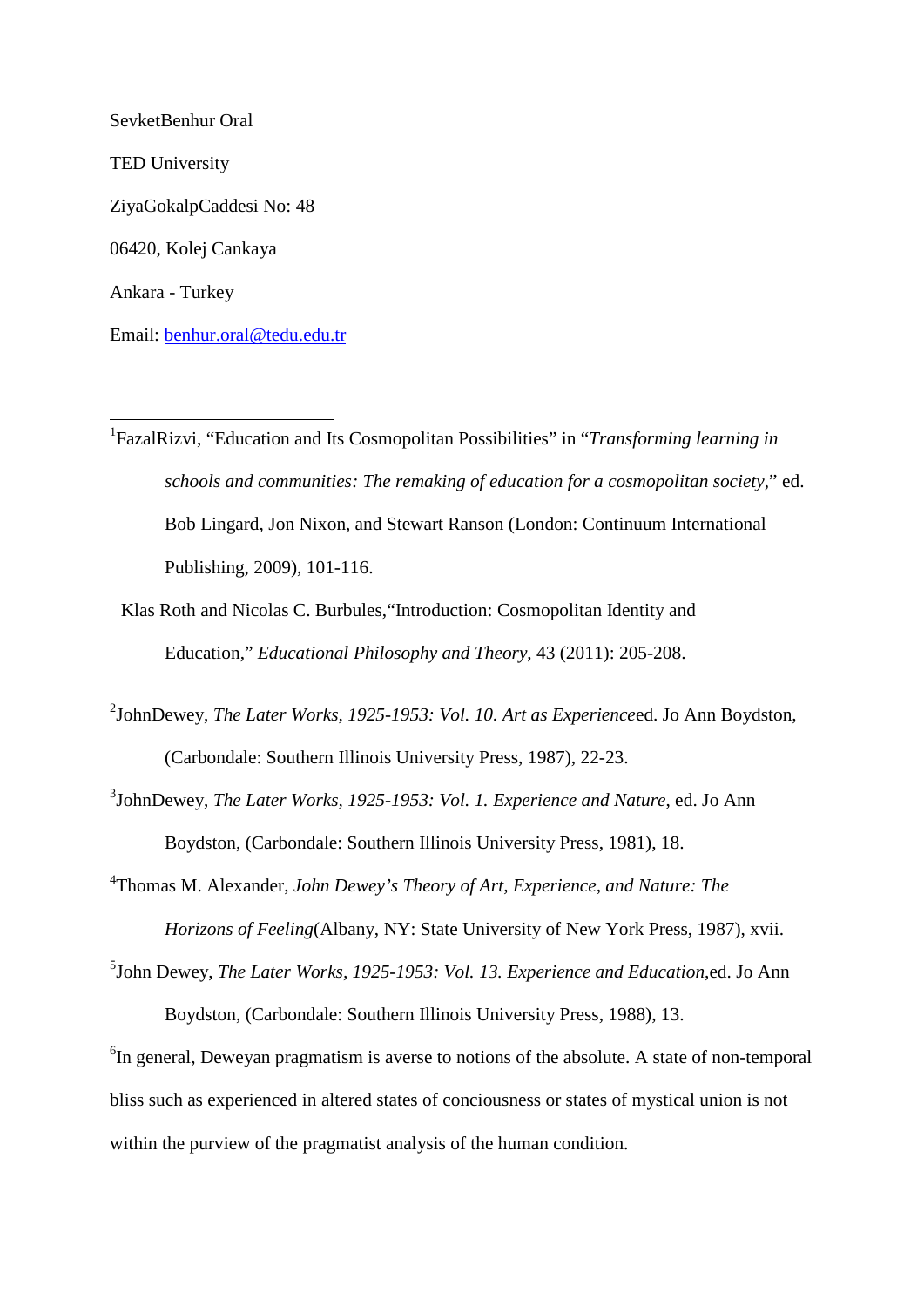SevketBenhur Oral

TED University

ZiyaGokalpCaddesi No: 48

06420, Kolej Cankaya

Ankara - Turkey

Email: [benhur.oral@tedu.edu.tr](mailto:benhur.oral@tedu.edu.tr)

---

[1]FazalRizvi, "Education and Its Cosmopolitan Possibilities" in "*Transforming learning in schools and communities: The remaking of education for a cosmopolitan society*," ed. Bob Lingard, Jon Nixon, and Stewart Ranson (London: Continuum International Publishing, 2009), 101-116.

Klas Roth and Nicolas C. Burbules,"Introduction: Cosmopolitan Identity and Education," *Educational Philosophy and Theory*, 43 (2011): 205-208.

[2]JohnDewey, *The Later Works, 1925-1953: Vol. 10. Art as Experience*ed. Jo Ann Boydston, (Carbondale: Southern Illinois University Press, 1987), 22-23.

[3]JohnDewey, *The Later Works, 1925-1953: Vol. 1. Experience and Nature*, ed. Jo Ann Boydston, (Carbondale: Southern Illinois University Press, 1981), 18.

[4]Thomas M. Alexander, *John Dewey's Theory of Art, Experience, and Nature: The Horizons of Feeling*(Albany, NY: State University of New York Press, 1987), xvii.

[5]John Dewey, *The Later Works, 1925-1953: Vol. 13. Experience and Education*,ed. Jo Ann Boydston, (Carbondale: Southern Illinois University Press, 1988), 13.

[6]In general, Deweyan pragmatism is averse to notions of the absolute. A state of non-temporal bliss such as experienced in altered states of conciousness or states of mystical union is not within the purview of the pragmatist analysis of the human condition.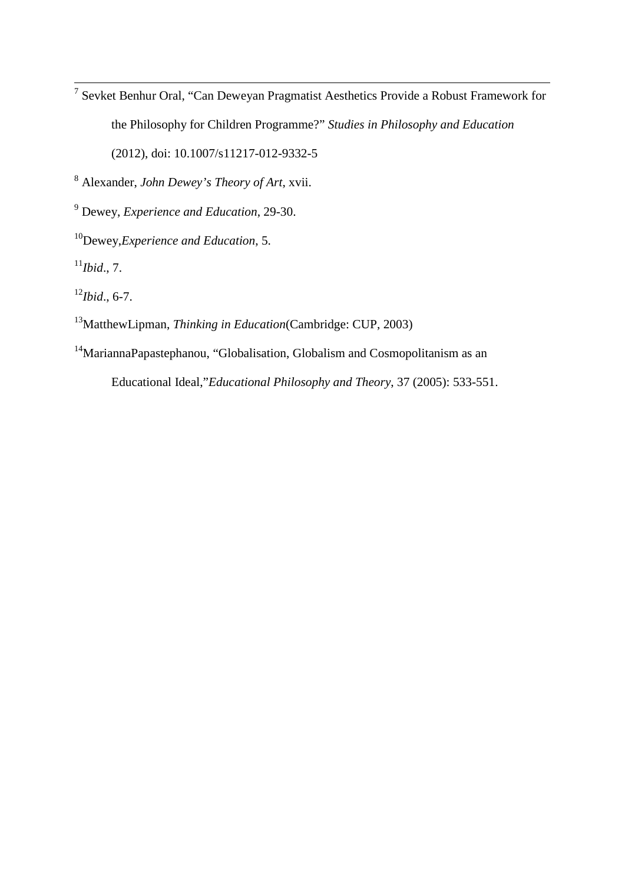[7] Sevket Benhur Oral, "Can Deweyan Pragmatist Aesthetics Provide a Robust Framework for the Philosophy for Children Programme?" *Studies in Philosophy and Education* (2012), doi: 10.1007/s11217-012-9332-5

[8] Alexander, *John Dewey's Theory of Art*, xvii.

[9] Dewey, *Experience and Education*, 29-30.

[10] Dewey, *Experience and Education*, 5.

[11] *Ibid*., 7.

[12] *Ibid*., 6-7.

[13] MatthewLipman, *Thinking in Education*(Cambridge: CUP, 2003)

[14] MariannaPapastephanou, "Globalisation, Globalism and Cosmopolitanism as an Educational Ideal,"*Educational Philosophy and Theory*, 37 (2005): 533-551.